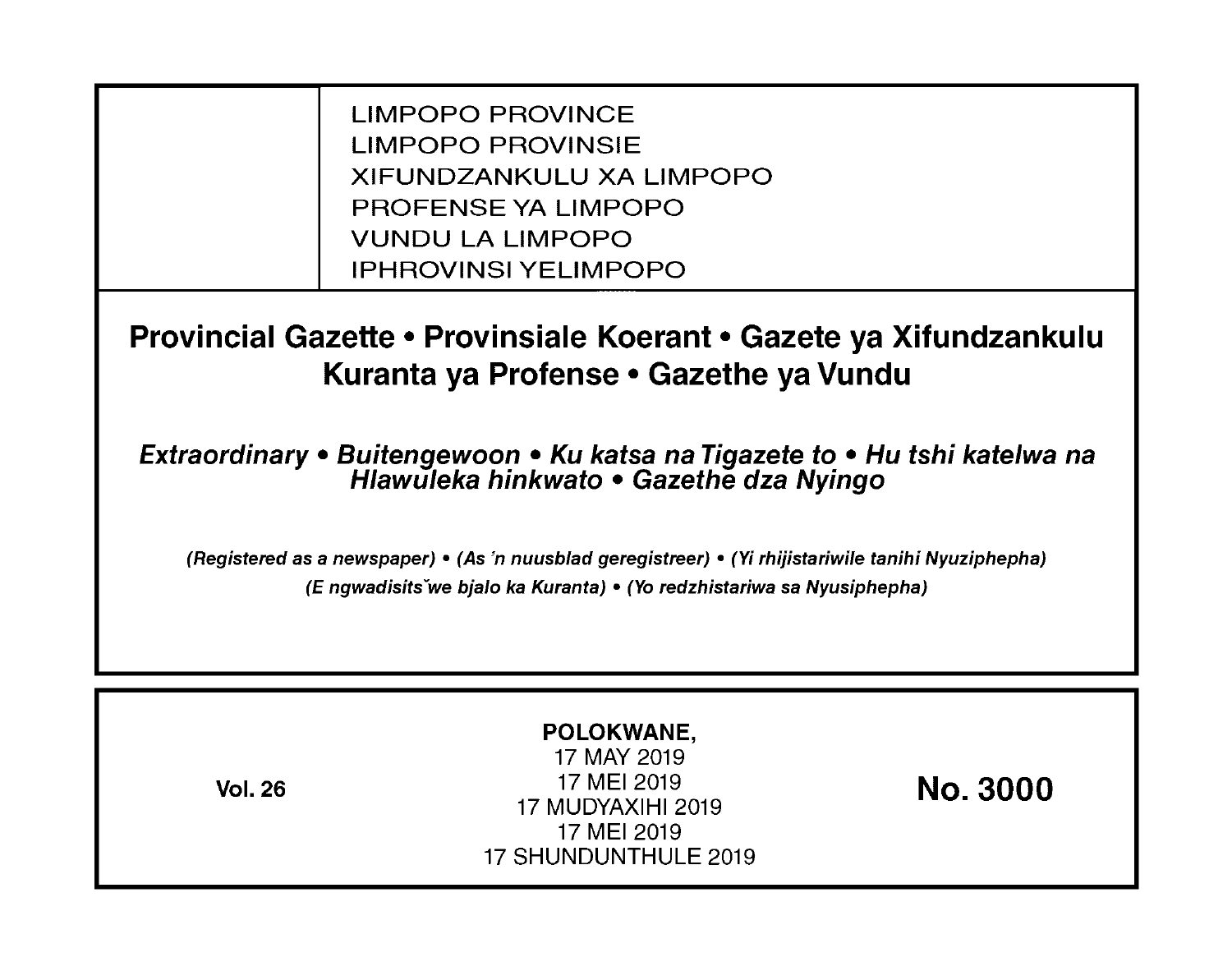LIMPOPO PROVINCE
LIMPOPO PROVINSIE
XIFUNDZANKULU XA LIMPOPO
PROFENSE YA LIMPOPO
VUNDU LA LIMPOPO
IPHROVINSI YELIMPOPO

# Provincial Gazette • Provinsiale Koerant • Gazete ya Xifundzankulu Kuranta ya Profense • Gazethe ya Vundu

*Extraordinary • Buitengewoon • Ku katsa na Tigazete to • Hu tshi katelwa na Hlawuleka hinkwato • Gazethe dza Nyingo*

***(Registered as a newspaper) • (As 'n nuusblad geregistreer) • (Yi rhijistariwile tanihi Nyuziphepha) (E ngwadisitšwe bjalo ka Kuranta) • (Yo redzhistariwa sa Nyusiphepha)***

**Vol. 26**

**POLOKWANE,**
17 MAY 2019
17 MEI 2019
17 MUDYAXIHI 2019
17 MEI 2019
17 SHUNDUNTHULE 2019

**No. 3000**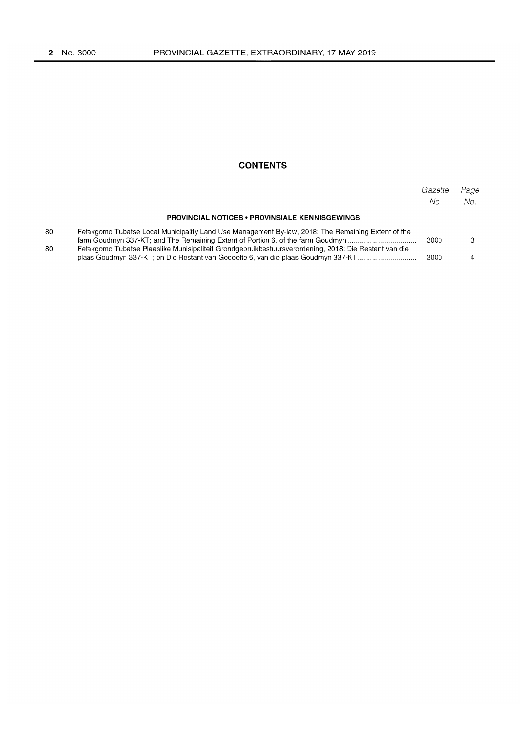# CONTENTS

| | | Gazette No. | Page No. |
|---|---|---|---|
| | **PROVINCIAL NOTICES • PROVINSIALE KENNISGEWINGS** | | |
| 80 | Fetakgomo Tubatse Local Municipality Land Use Management By-law, 2018: The Remaining Extent of the farm Goudmyn 337-KT; and The Remaining Extent of Portion 6, of the farm Goudmyn | 3000 | 3 |
| 80 | Fetakgomo Tubatse Plaaslike Munisipaliteit Grondgebruikbestuursverordening, 2018: Die Restant van die plaas Goudmyn 337-KT; en Die Restant van Gedeelte 6, van die plaas Goudmyn 337-KT | 3000 | 4 |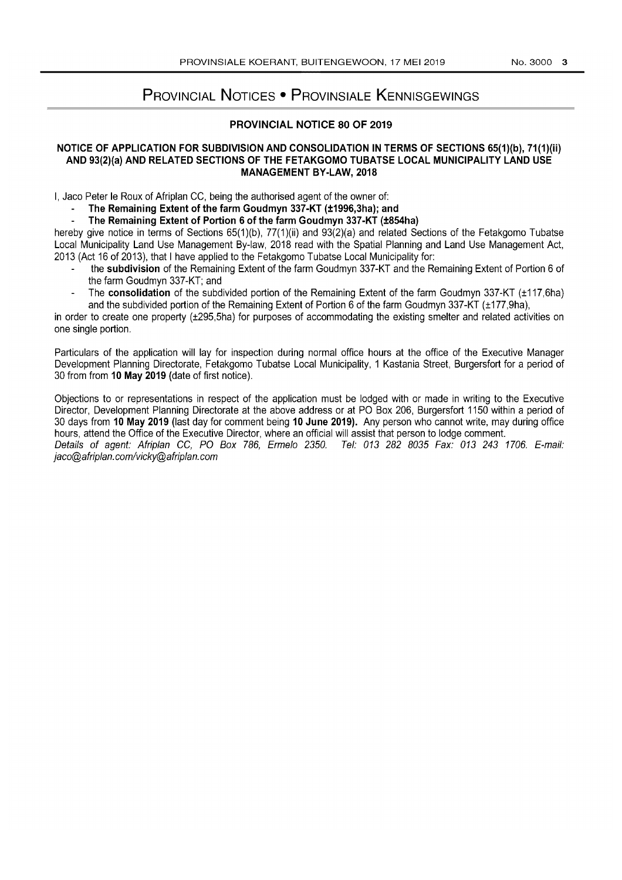# Provincial Notices • Provinsiale Kennisgewings

## PROVINCIAL NOTICE 80 OF 2019

### NOTICE OF APPLICATION FOR SUBDIVISION AND CONSOLIDATION IN TERMS OF SECTIONS 65(1)(b), 71(1)(ii) AND 93(2)(a) AND RELATED SECTIONS OF THE FETAKGOMO TUBATSE LOCAL MUNICIPALITY LAND USE MANAGEMENT BY-LAW, 2018

I, Jaco Peter le Roux of Afriplan CC, being the authorised agent of the owner of:

- **The Remaining Extent of the farm Goudmyn 337-KT (±1996,3ha); and**
- **The Remaining Extent of Portion 6 of the farm Goudmyn 337-KT (±854ha)**

hereby give notice in terms of Sections 65(1)(b), 77(1)(ii) and 93(2)(a) and related Sections of the Fetakgomo Tubatse Local Municipality Land Use Management By-law, 2018 read with the Spatial Planning and Land Use Management Act, 2013 (Act 16 of 2013), that I have applied to the Fetakgomo Tubatse Local Municipality for:

- the **subdivision** of the Remaining Extent of the farm Goudmyn 337-KT and the Remaining Extent of Portion 6 of the farm Goudmyn 337-KT; and
- The **consolidation** of the subdivided portion of the Remaining Extent of the farm Goudmyn 337-KT (±117,6ha) and the subdivided portion of the Remaining Extent of Portion 6 of the farm Goudmyn 337-KT (±177,9ha),

in order to create one property (±295,5ha) for purposes of accommodating the existing smelter and related activities on one single portion.

Particulars of the application will lay for inspection during normal office hours at the office of the Executive Manager Development Planning Directorate, Fetakgomo Tubatse Local Municipality, 1 Kastania Street, Burgersfort for a period of 30 from from **10 May 2019** (date of first notice).

Objections to or representations in respect of the application must be lodged with or made in writing to the Executive Director, Development Planning Directorate at the above address or at PO Box 206, Burgersfort 1150 within a period of 30 days from **10 May 2019** (last day for comment being **10 June 2019).** Any person who cannot write, may during office hours, attend the Office of the Executive Director, where an official will assist that person to lodge comment.

*Details of agent: Afriplan CC, PO Box 786, Ermelo 2350. Tel: 013 282 8035 Fax: 013 243 1706. E-mail: jaco@afriplan.com/vicky@afriplan.com*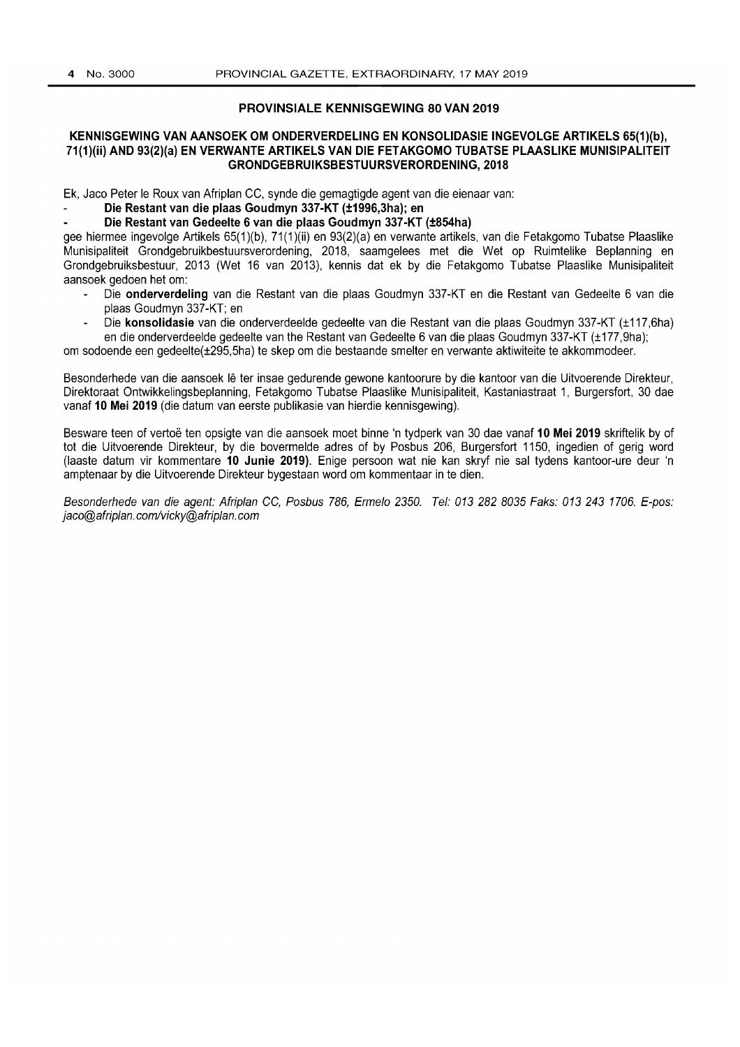## PROVINSIALE KENNISGEWING 80 VAN 2019

### KENNISGEWING VAN AANSOEK OM ONDERVERDELING EN KONSOLIDASIE INGEVOLGE ARTIKELS 65(1)(b), 71(1)(ii) AND 93(2)(a) EN VERWANTE ARTIKELS VAN DIE FETAKGOMO TUBATSE PLAASLIKE MUNISIPALITEIT GRONDGEBRUIKSBESTUURSVERORDENING, 2018

Ek, Jaco Peter le Roux van Afriplan CC, synde die gemagtigde agent van die eienaar van:

- **Die Restant van die plaas Goudmyn 337-KT (±1996,3ha); en**
- **Die Restant van Gedeelte 6 van die plaas Goudmyn 337-KT (±854ha)**

gee hiermee ingevolge Artikels 65(1)(b), 71(1)(ii) en 93(2)(a) en verwante artikels, van die Fetakgomo Tubatse Plaaslike Munisipaliteit Grondgebruikbestuursverordening, 2018, saamgelees met die Wet op Ruimtelike Beplanning en Grondgebruiksbestuur, 2013 (Wet 16 van 2013), kennis dat ek by die Fetakgomo Tubatse Plaaslike Munisipaliteit aansoek gedoen het om:

- Die **onderverdeling** van die Restant van die plaas Goudmyn 337-KT en die Restant van Gedeelte 6 van die plaas Goudmyn 337-KT; en
- Die **konsolidasie** van die onderverdeelde gedeelte van die Restant van die plaas Goudmyn 337-KT (±117,6ha) en die onderverdeelde gedeelte van the Restant van Gedeelte 6 van die plaas Goudmyn 337-KT (±177,9ha);

om sodoende een gedeelte(±295,5ha) te skep om die bestaande smelter en verwante aktiwiteite te akkommodeer.

Besonderhede van die aansoek lê ter insae gedurende gewone kantoorure by die kantoor van die Uitvoerende Direkteur, Direktoraat Ontwikkelingsbeplanning, Fetakgomo Tubatse Plaaslike Munisipaliteit, Kastaniastraat 1, Burgersfort, 30 dae vanaf **10 Mei 2019** (die datum van eerste publikasie van hierdie kennisgewing).

Besware teen of vertoë ten opsigte van die aansoek moet binne 'n tydperk van 30 dae vanaf **10 Mei 2019** skriftelik by of tot die Uitvoerende Direkteur, by die bovermelde adres of by Posbus 206, Burgersfort 1150, ingedien of gerig word (laaste datum vir kommentare **10 Junie 2019**). Enige persoon wat nie kan skryf nie sal tydens kantoor-ure deur 'n amptenaar by die Uitvoerende Direkteur bygestaan word om kommentaar in te dien.

*Besonderhede van die agent: Afriplan CC, Posbus 786, Ermelo 2350. Tel: 013 282 8035 Faks: 013 243 1706. E-pos: jaco@afriplan.com/vicky@afriplan.com*